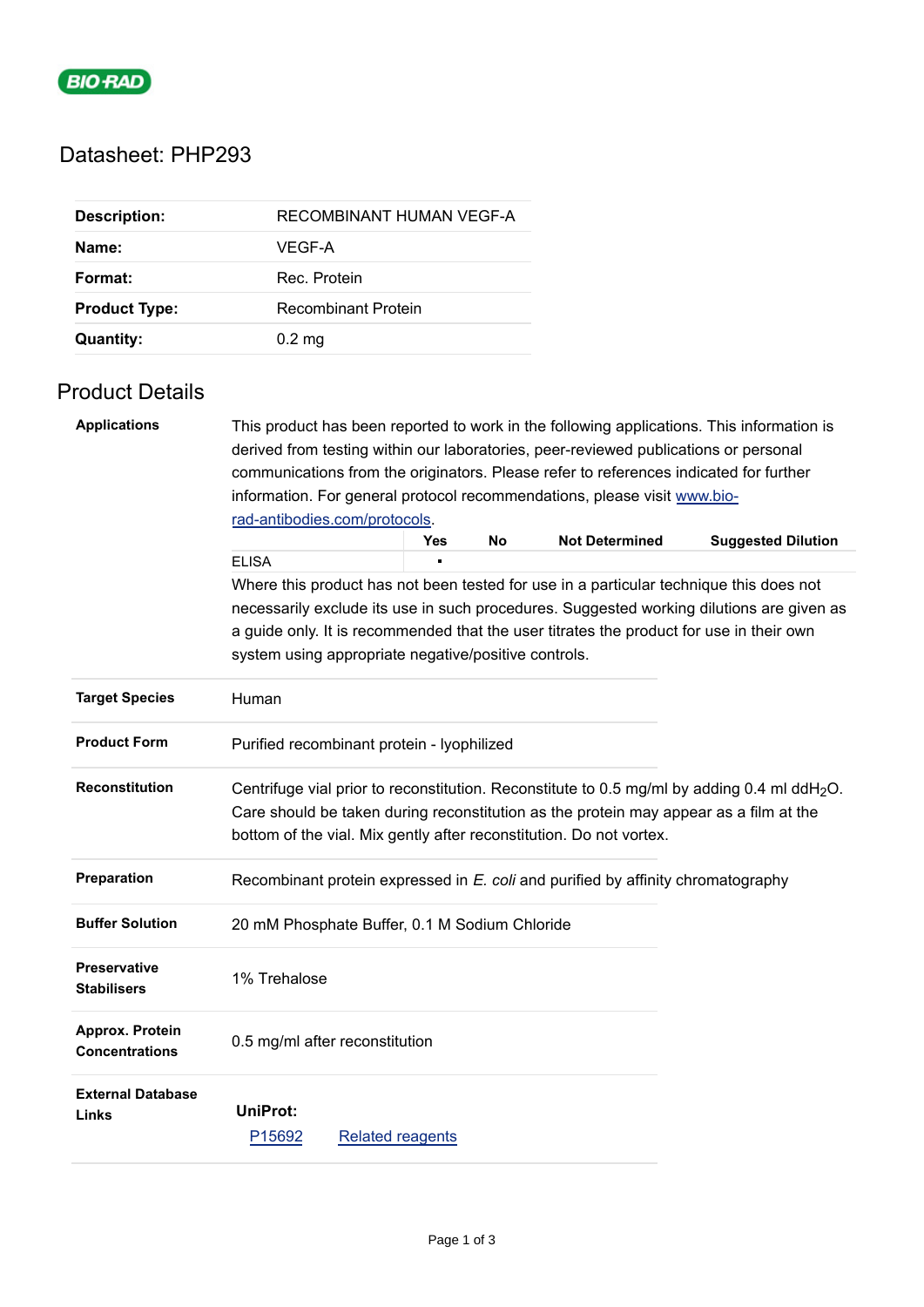BIO-RAD

# Datasheet: PHP293

| | |
|---|---|
| **Description:** | RECOMBINANT HUMAN VEGF-A |
| **Name:** | VEGF-A |
| **Format:** | Rec. Protein |
| **Product Type:** | Recombinant Protein |
| **Quantity:** | 0.2 mg |

## Product Details

**Applications**

This product has been reported to work in the following applications. This information is derived from testing within our laboratories, peer-reviewed publications or personal communications from the originators. Please refer to references indicated for further information. For general protocol recommendations, please visit www.bio-rad-antibodies.com/protocols.

| | Yes | No | Not Determined | Suggested Dilution |
|---|---|---|---|---|
| ELISA | ▪ | | | |

Where this product has not been tested for use in a particular technique this does not necessarily exclude its use in such procedures. Suggested working dilutions are given as a guide only. It is recommended that the user titrates the product for use in their own system using appropriate negative/positive controls.

**Target Species**

Human

**Product Form**

Purified recombinant protein - lyophilized

**Reconstitution**

Centrifuge vial prior to reconstitution. Reconstitute to 0.5 mg/ml by adding 0.4 ml dd$H_2O$. Care should be taken during reconstitution as the protein may appear as a film at the bottom of the vial. Mix gently after reconstitution. Do not vortex.

**Preparation**

Recombinant protein expressed in *E. coli* and purified by affinity chromatography

**Buffer Solution**

20 mM Phosphate Buffer, 0.1 M Sodium Chloride

**Preservative Stabilisers**

1% Trehalose

**Approx. Protein Concentrations**

0.5 mg/ml after reconstitution

**External Database Links**

**UniProt:**

P15692 Related reagents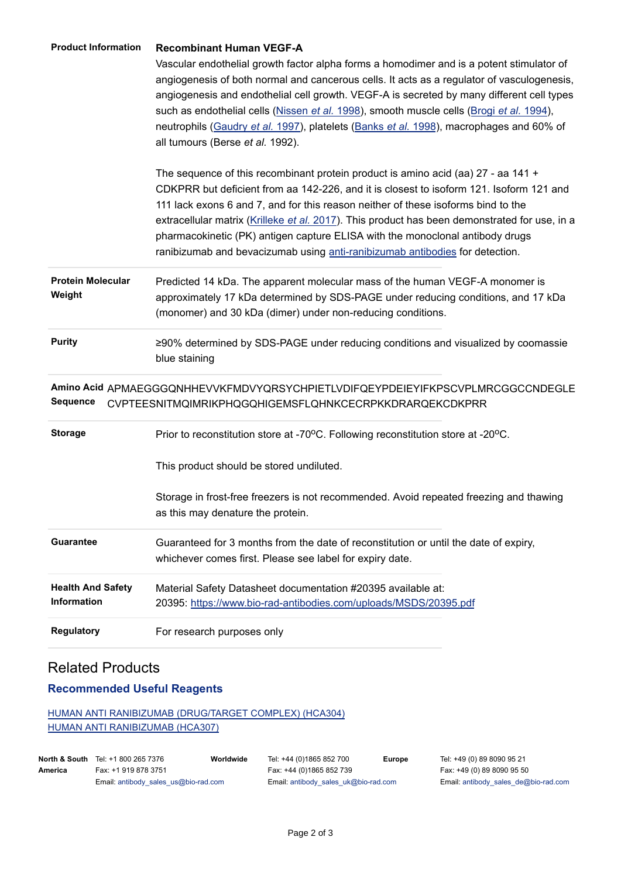**Product Information**

**Recombinant Human VEGF-A**

Vascular endothelial growth factor alpha forms a homodimer and is a potent stimulator of angiogenesis of both normal and cancerous cells. It acts as a regulator of vasculogenesis, angiogenesis and endothelial cell growth. VEGF-A is secreted by many different cell types such as endothelial cells (Nissen *et al.* 1998), smooth muscle cells (Brogi *et al.* 1994), neutrophils (Gaudry *et al.* 1997), platelets (Banks *et al.* 1998), macrophages and 60% of all tumours (Berse *et al.* 1992).

The sequence of this recombinant protein product is amino acid (aa) 27 - aa 141 + CDKPRR but deficient from aa 142-226, and it is closest to isoform 121. Isoform 121 and 111 lack exons 6 and 7, and for this reason neither of these isoforms bind to the extracellular matrix (Krilleke *et al.* 2017). This product has been demonstrated for use, in a pharmacokinetic (PK) antigen capture ELISA with the monoclonal antibody drugs ranibizumab and bevacizumab using anti-ranibizumab antibodies for detection.

**Protein Molecular Weight**

Predicted 14 kDa. The apparent molecular mass of the human VEGF-A monomer is approximately 17 kDa determined by SDS-PAGE under reducing conditions, and 17 kDa (monomer) and 30 kDa (dimer) under non-reducing conditions.

**Purity**

≥90% determined by SDS-PAGE under reducing conditions and visualized by coomassie blue staining

**Amino Acid Sequence**

APMAEGGGQNHHEVVKFMDVYQRSYCHPIETLVDIFQEYPDEIEYIFKPSCVPLMRCGGCCNDEGLECVPTEESNITMQIMRIKPHQGQHIGEMSFLQHNKCECRPKKDRARQEKCDKPRR

**Storage**

Prior to reconstitution store at -70°C. Following reconstitution store at -20°C.

This product should be stored undiluted.

Storage in frost-free freezers is not recommended. Avoid repeated freezing and thawing as this may denature the protein.

**Guarantee**

Guaranteed for 3 months from the date of reconstitution or until the date of expiry, whichever comes first. Please see label for expiry date.

**Health And Safety Information**

Material Safety Datasheet documentation #20395 available at:
20395: https://www.bio-rad-antibodies.com/uploads/MSDS/20395.pdf

**Regulatory**

For research purposes only

## Related Products

### Recommended Useful Reagents

HUMAN ANTI RANIBIZUMAB (DRUG/TARGET COMPLEX) (HCA304)
HUMAN ANTI RANIBIZUMAB (HCA307)

| North & South America | Worldwide | Europe |
|---|---|---|
| Tel: +1 800 265 7376 | Tel: +44 (0)1865 852 700 | Tel: +49 (0) 89 8090 95 21 |
| Fax: +1 919 878 3751 | Fax: +44 (0)1865 852 739 | Fax: +49 (0) 89 8090 95 50 |
| Email: antibody_sales_us@bio-rad.com | Email: antibody_sales_uk@bio-rad.com | Email: antibody_sales_de@bio-rad.com |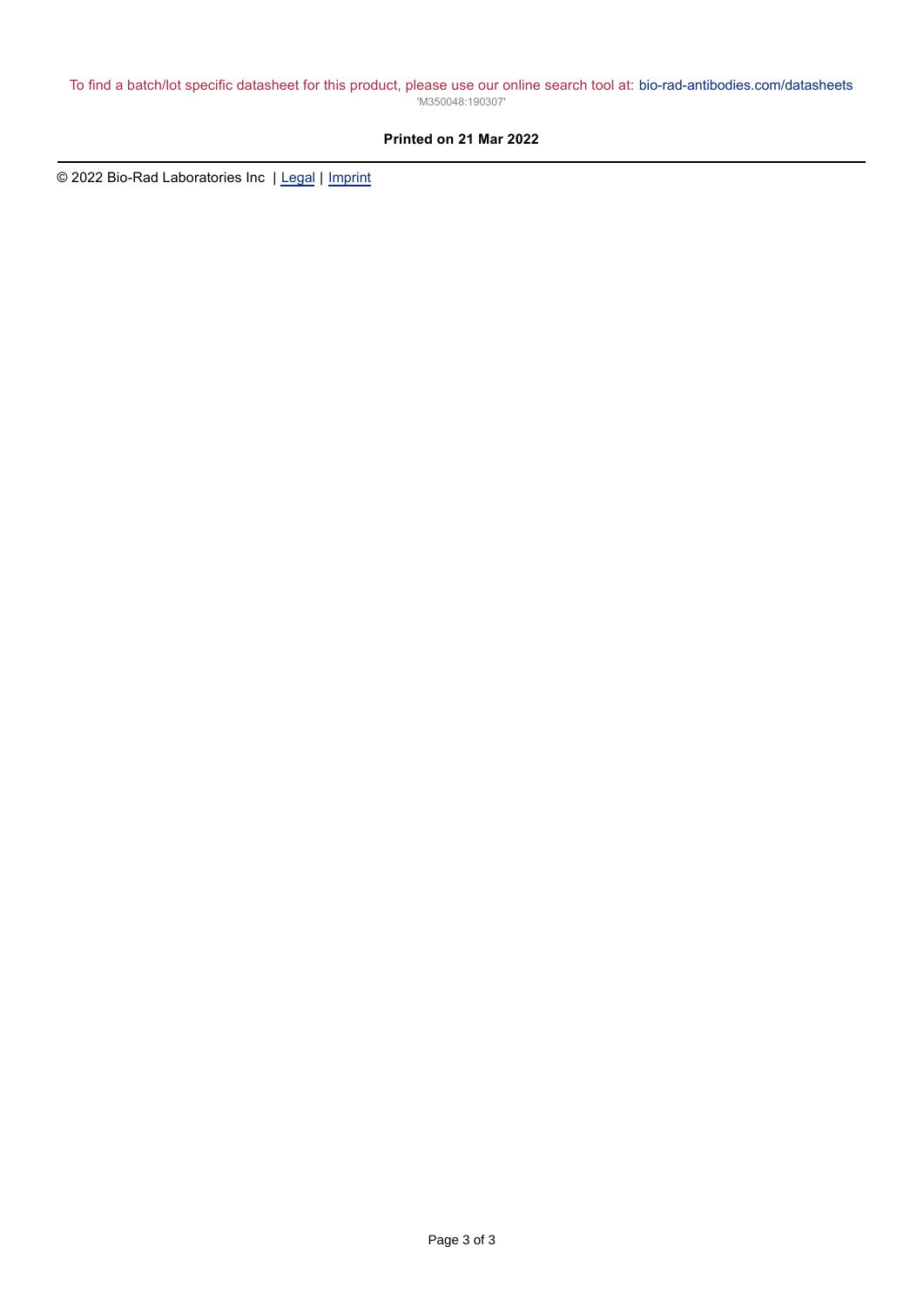To find a batch/lot specific datasheet for this product, please use our online search tool at: bio-rad-antibodies.com/datasheets

'M350048:190307'

**Printed on 21 Mar 2022**

---

© 2022 Bio-Rad Laboratories Inc | Legal | Imprint